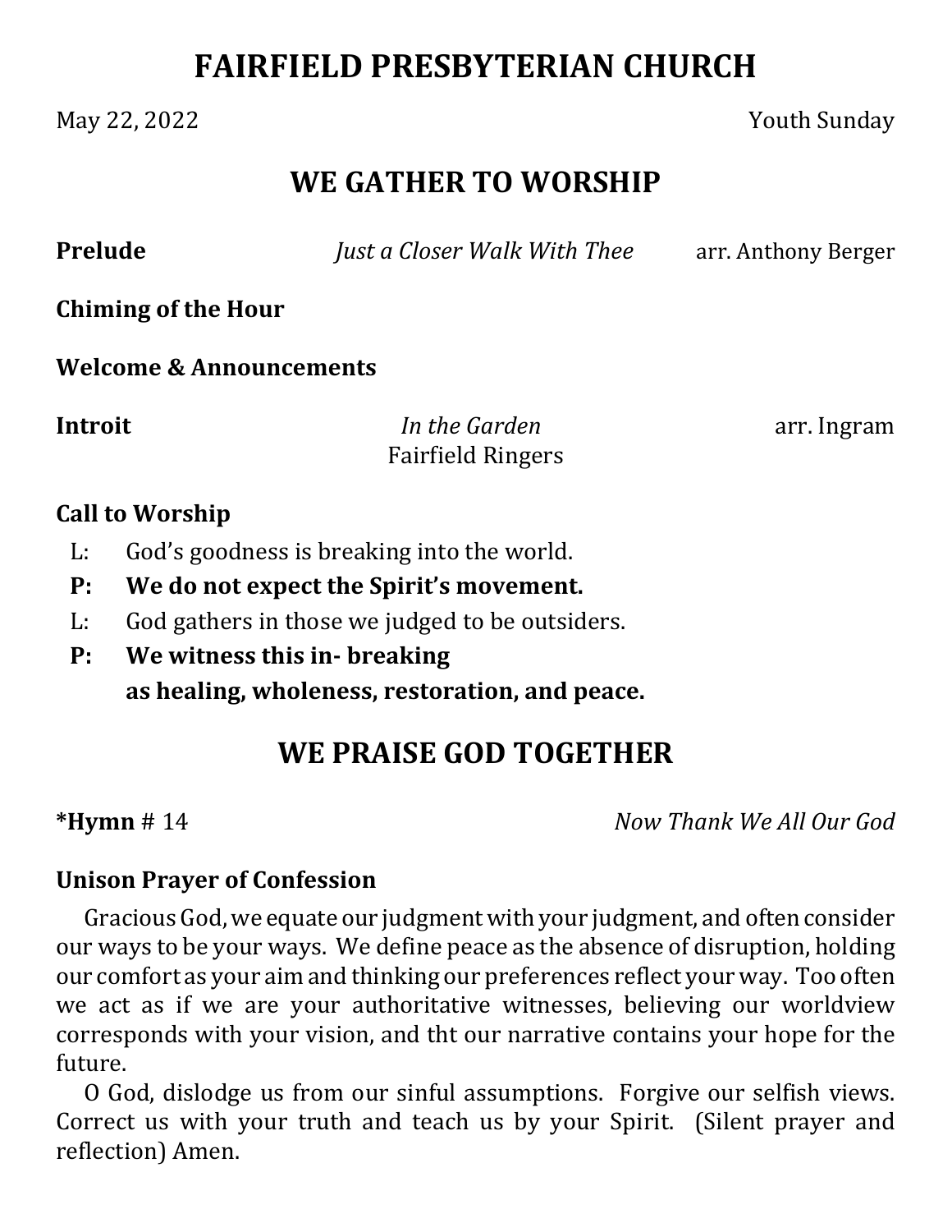# FAIRFIELD PRESBYTERIAN CHURCH

May 22, 2022 Youth Sunday

## WE GATHER TO WORSHIP

**Prelude** *Just a Closer Walk With Thee* arr. Anthony Berger

**Chiming of the Hour**

**Welcome & Announcements**

**Introit** *In the Garden* arr. Ingram
Fairfield Ringers

**Call to Worship**

L: God's goodness is breaking into the world.
**P: We do not expect the Spirit's movement.**
L: God gathers in those we judged to be outsiders.
**P: We witness this in- breaking**
**as healing, wholeness, restoration, and peace.**

## WE PRAISE GOD TOGETHER

***Hymn** # 14 *Now Thank We All Our God*

**Unison Prayer of Confession**

Gracious God, we equate our judgment with your judgment, and often consider our ways to be your ways. We define peace as the absence of disruption, holding our comfort as your aim and thinking our preferences reflect your way. Too often we act as if we are your authoritative witnesses, believing our worldview corresponds with your vision, and tht our narrative contains your hope for the future.

O God, dislodge us from our sinful assumptions. Forgive our selfish views. Correct us with your truth and teach us by your Spirit. (Silent prayer and reflection) Amen.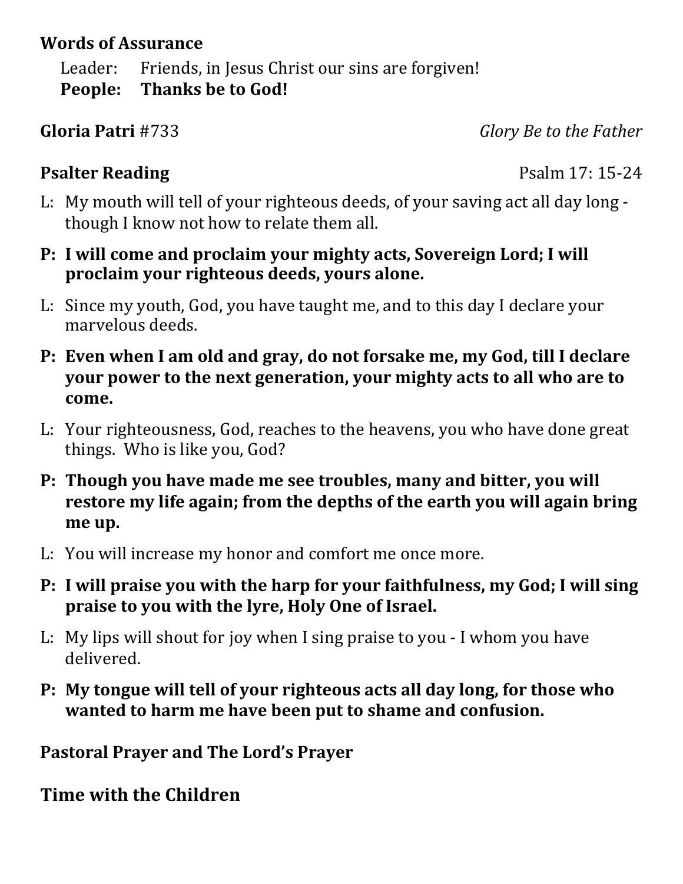**Words of Assurance**

Leader: Friends, in Jesus Christ our sins are forgiven!
**People: Thanks be to God!**

**Gloria Patri** #733 *Glory Be to the Father*

**Psalter Reading** Psalm 17: 15-24

L: My mouth will tell of your righteous deeds, of your saving act all day long - though I know not how to relate them all.

**P: I will come and proclaim your mighty acts, Sovereign Lord; I will proclaim your righteous deeds, yours alone.**

L: Since my youth, God, you have taught me, and to this day I declare your marvelous deeds.

**P: Even when I am old and gray, do not forsake me, my God, till I declare your power to the next generation, your mighty acts to all who are to come.**

L: Your righteousness, God, reaches to the heavens, you who have done great things. Who is like you, God?

**P: Though you have made me see troubles, many and bitter, you will restore my life again; from the depths of the earth you will again bring me up.**

L: You will increase my honor and comfort me once more.

**P: I will praise you with the harp for your faithfulness, my God; I will sing praise to you with the lyre, Holy One of Israel.**

L: My lips will shout for joy when I sing praise to you - I whom you have delivered.

**P: My tongue will tell of your righteous acts all day long, for those who wanted to harm me have been put to shame and confusion.**

**Pastoral Prayer and The Lord's Prayer**

## Time with the Children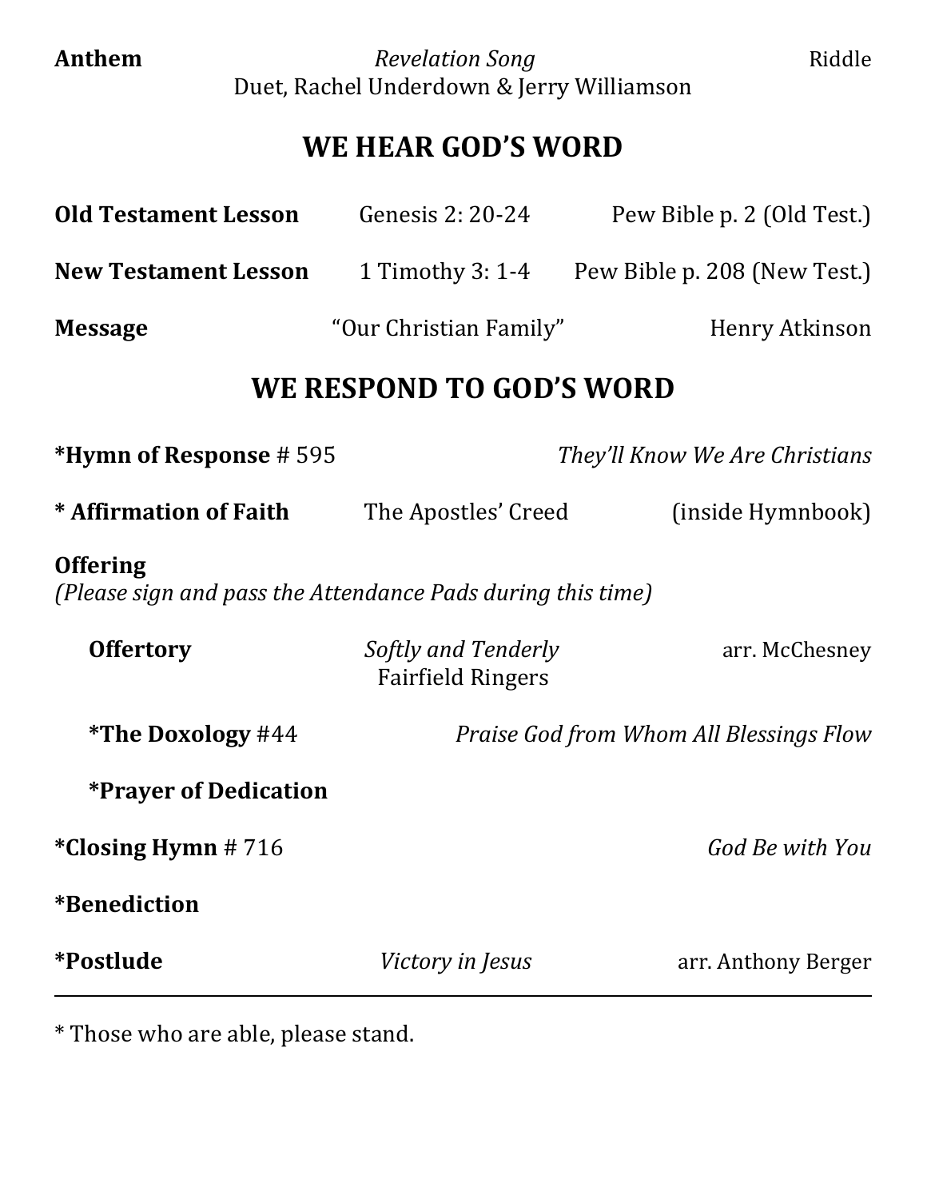**Anthem** *Revelation Song* Riddle
Duet, Rachel Underdown & Jerry Williamson

## WE HEAR GOD'S WORD

**Old Testament Lesson** Genesis 2: 20-24 Pew Bible p. 2 (Old Test.)

**New Testament Lesson** 1 Timothy 3: 1-4 Pew Bible p. 208 (New Test.)

**Message** "Our Christian Family" Henry Atkinson

## WE RESPOND TO GOD'S WORD

***Hymn of Response** # 595 *They'll Know We Are Christians*

*** Affirmation of Faith** The Apostles' Creed (inside Hymnbook)

**Offering**
*(Please sign and pass the Attendance Pads during this time)*

**Offertory** *Softly and Tenderly* arr. McChesney
Fairfield Ringers

***The Doxology** #44 *Praise God from Whom All Blessings Flow*

***Prayer of Dedication**

***Closing Hymn** # 716 *God Be with You*

***Benediction**

***Postlude** *Victory in Jesus* arr. Anthony Berger

---

* Those who are able, please stand.